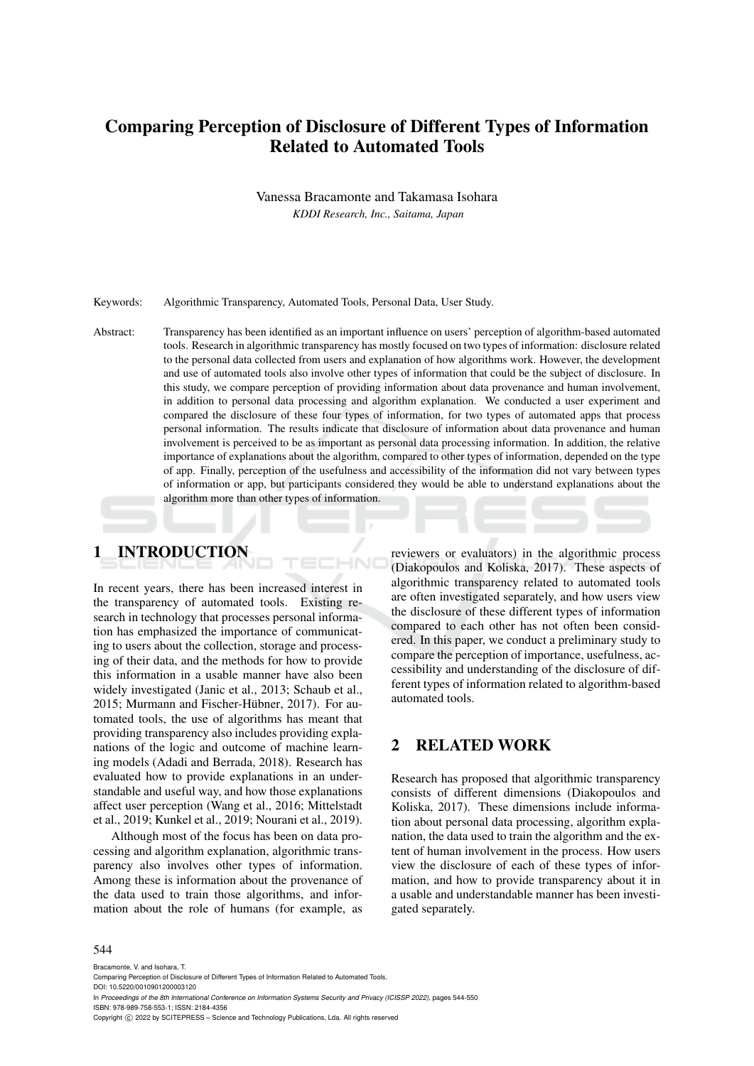# Comparing Perception of Disclosure of Different Types of Information Related to Automated Tools

Vanessa Bracamonte and Takamasa Isohara

*KDDI Research, Inc., Saitama, Japan*

Keywords: Algorithmic Transparency, Automated Tools, Personal Data, User Study.

Abstract: Transparency has been identified as an important influence on users' perception of algorithm-based automated tools. Research in algorithmic transparency has mostly focused on two types of information: disclosure related to the personal data collected from users and explanation of how algorithms work. However, the development and use of automated tools also involve other types of information that could be the subject of disclosure. In this study, we compare perception of providing information about data provenance and human involvement, in addition to personal data processing and algorithm explanation. We conducted a user experiment and compared the disclosure of these four types of information, for two types of automated apps that process personal information. The results indicate that disclosure of information about data provenance and human involvement is perceived to be as important as personal data processing information. In addition, the relative importance of explanations about the algorithm, compared to other types of information, depended on the type of app. Finally, perception of the usefulness and accessibility of the information did not vary between types of information or app, but participants considered they would be able to understand explanations about the algorithm more than other types of information.

## 1 INTRODUCTION

In recent years, there has been increased interest in the transparency of automated tools. Existing research in technology that processes personal information has emphasized the importance of communicating to users about the collection, storage and processing of their data, and the methods for how to provide this information in a usable manner have also been widely investigated (Janic et al., 2013; Schaub et al., 2015; Murmann and Fischer-Hübner, 2017). For automated tools, the use of algorithms has meant that providing transparency also includes providing explanations of the logic and outcome of machine learning models (Adadi and Berrada, 2018). Research has evaluated how to provide explanations in an understandable and useful way, and how those explanations affect user perception (Wang et al., 2016; Mittelstadt et al., 2019; Kunkel et al., 2019; Nourani et al., 2019).

Although most of the focus has been on data processing and algorithm explanation, algorithmic transparency also involves other types of information. Among these is information about the provenance of the data used to train those algorithms, and information about the role of humans (for example, as reviewers or evaluators) in the algorithmic process (Diakopoulos and Koliska, 2017). These aspects of algorithmic transparency related to automated tools are often investigated separately, and how users view the disclosure of these different types of information compared to each other has not often been considered. In this paper, we conduct a preliminary study to compare the perception of importance, usefulness, accessibility and understanding of the disclosure of different types of information related to algorithm-based automated tools.

## 2 RELATED WORK

Research has proposed that algorithmic transparency consists of different dimensions (Diakopoulos and Koliska, 2017). These dimensions include information about personal data processing, algorithm explanation, the data used to train the algorithm and the extent of human involvement in the process. How users view the disclosure of each of these types of information, and how to provide transparency about it in a usable and understandable manner has been investigated separately.

Bracamonte, V. and Isohara, T.
Comparing Perception of Disclosure of Different Types of Information Related to Automated Tools.
DOI: 10.5220/0010901200003120
In *Proceedings of the 8th International Conference on Information Systems Security and Privacy (ICISSP 2022)*, pages 544-550
ISBN: 978-989-758-553-1; ISSN: 2184-4356
Copyright © 2022 by SCITEPRESS – Science and Technology Publications, Lda. All rights reserved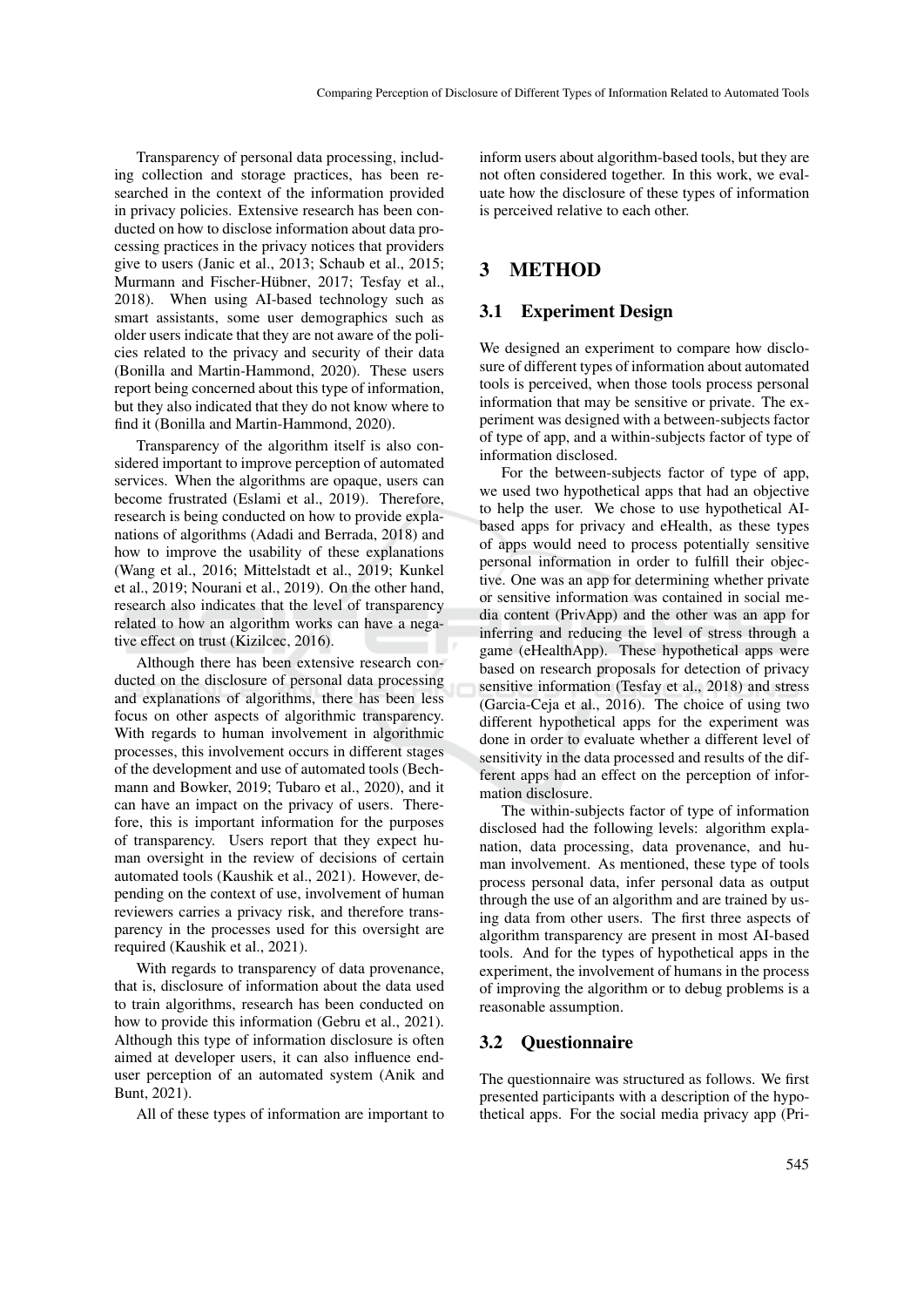Transparency of personal data processing, including collection and storage practices, has been researched in the context of the information provided in privacy policies. Extensive research has been conducted on how to disclose information about data processing practices in the privacy notices that providers give to users (Janic et al., 2013; Schaub et al., 2015; Murmann and Fischer-Hübner, 2017; Tesfay et al., 2018). When using AI-based technology such as smart assistants, some user demographics such as older users indicate that they are not aware of the policies related to the privacy and security of their data (Bonilla and Martin-Hammond, 2020). These users report being concerned about this type of information, but they also indicated that they do not know where to find it (Bonilla and Martin-Hammond, 2020).

Transparency of the algorithm itself is also considered important to improve perception of automated services. When the algorithms are opaque, users can become frustrated (Eslami et al., 2019). Therefore, research is being conducted on how to provide explanations of algorithms (Adadi and Berrada, 2018) and how to improve the usability of these explanations (Wang et al., 2016; Mittelstadt et al., 2019; Kunkel et al., 2019; Nourani et al., 2019). On the other hand, research also indicates that the level of transparency related to how an algorithm works can have a negative effect on trust (Kizilcec, 2016).

Although there has been extensive research conducted on the disclosure of personal data processing and explanations of algorithms, there has been less focus on other aspects of algorithmic transparency. With regards to human involvement in algorithmic processes, this involvement occurs in different stages of the development and use of automated tools (Bechmann and Bowker, 2019; Tubaro et al., 2020), and it can have an impact on the privacy of users. Therefore, this is important information for the purposes of transparency. Users report that they expect human oversight in the review of decisions of certain automated tools (Kaushik et al., 2021). However, depending on the context of use, involvement of human reviewers carries a privacy risk, and therefore transparency in the processes used for this oversight are required (Kaushik et al., 2021).

With regards to transparency of data provenance, that is, disclosure of information about the data used to train algorithms, research has been conducted on how to provide this information (Gebru et al., 2021). Although this type of information disclosure is often aimed at developer users, it can also influence end-user perception of an automated system (Anik and Bunt, 2021).

All of these types of information are important to inform users about algorithm-based tools, but they are not often considered together. In this work, we evaluate how the disclosure of these types of information is perceived relative to each other.

# 3 METHOD

## 3.1 Experiment Design

We designed an experiment to compare how disclosure of different types of information about automated tools is perceived, when those tools process personal information that may be sensitive or private. The experiment was designed with a between-subjects factor of type of app, and a within-subjects factor of type of information disclosed.

For the between-subjects factor of type of app, we used two hypothetical apps that had an objective to help the user. We chose to use hypothetical AI-based apps for privacy and eHealth, as these types of apps would need to process potentially sensitive personal information in order to fulfill their objective. One was an app for determining whether private or sensitive information was contained in social media content (PrivApp) and the other was an app for inferring and reducing the level of stress through a game (eHealthApp). These hypothetical apps were based on research proposals for detection of privacy sensitive information (Tesfay et al., 2018) and stress (Garcia-Ceja et al., 2016). The choice of using two different hypothetical apps for the experiment was done in order to evaluate whether a different level of sensitivity in the data processed and results of the different apps had an effect on the perception of information disclosure.

The within-subjects factor of type of information disclosed had the following levels: algorithm explanation, data processing, data provenance, and human involvement. As mentioned, these type of tools process personal data, infer personal data as output through the use of an algorithm and are trained by using data from other users. The first three aspects of algorithm transparency are present in most AI-based tools. And for the types of hypothetical apps in the experiment, the involvement of humans in the process of improving the algorithm or to debug problems is a reasonable assumption.

## 3.2 Questionnaire

The questionnaire was structured as follows. We first presented participants with a description of the hypothetical apps. For the social media privacy app (Pri-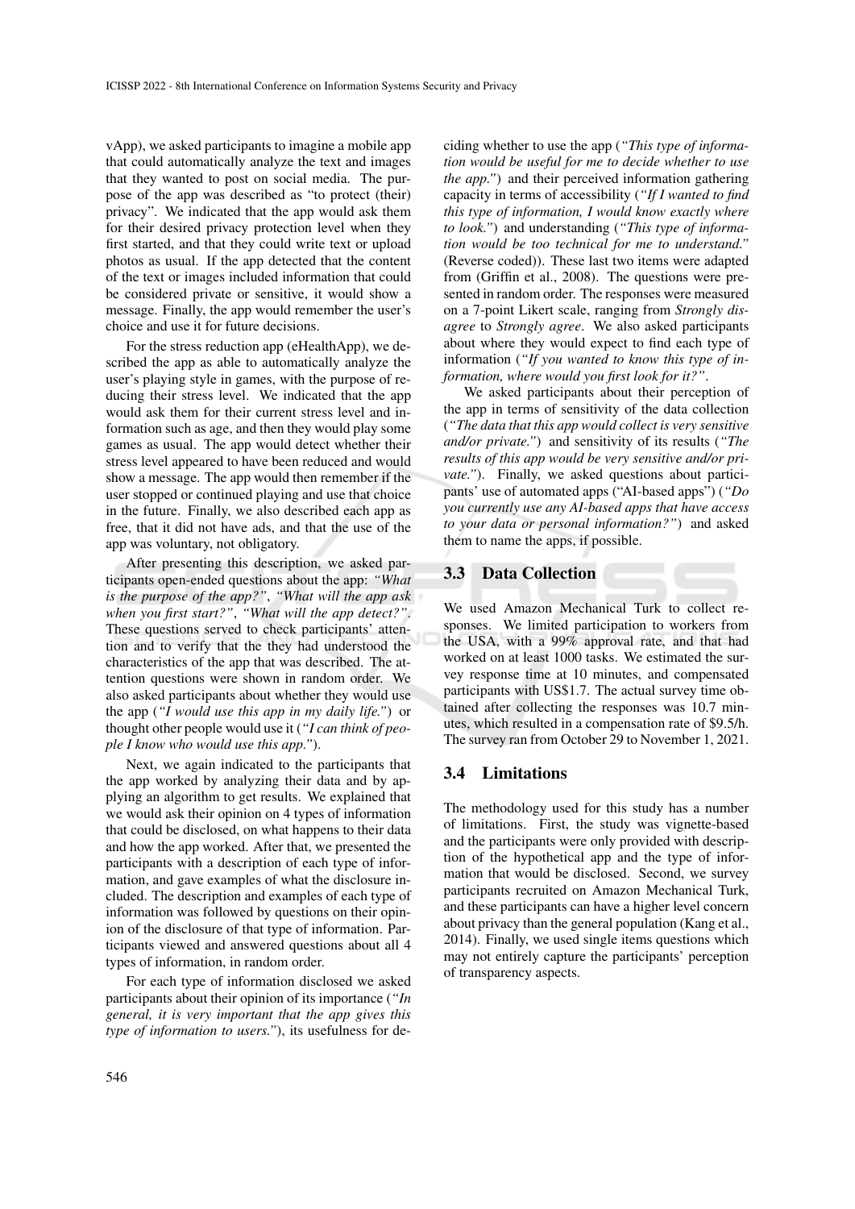vApp), we asked participants to imagine a mobile app that could automatically analyze the text and images that they wanted to post on social media. The purpose of the app was described as "to protect (their) privacy". We indicated that the app would ask them for their desired privacy protection level when they first started, and that they could write text or upload photos as usual. If the app detected that the content of the text or images included information that could be considered private or sensitive, it would show a message. Finally, the app would remember the user's choice and use it for future decisions.

For the stress reduction app (eHealthApp), we described the app as able to automatically analyze the user's playing style in games, with the purpose of reducing their stress level. We indicated that the app would ask them for their current stress level and information such as age, and then they would play some games as usual. The app would detect whether their stress level appeared to have been reduced and would show a message. The app would then remember if the user stopped or continued playing and use that choice in the future. Finally, we also described each app as free, that it did not have ads, and that the use of the app was voluntary, not obligatory.

After presenting this description, we asked participants open-ended questions about the app: *"What is the purpose of the app?"*, *"What will the app ask when you first start?"*, *"What will the app detect?"*. These questions served to check participants' attention and to verify that the they had understood the characteristics of the app that was described. The attention questions were shown in random order. We also asked participants about whether they would use the app (*"I would use this app in my daily life."*) or thought other people would use it (*"I can think of people I know who would use this app."*).

Next, we again indicated to the participants that the app worked by analyzing their data and by applying an algorithm to get results. We explained that we would ask their opinion on 4 types of information that could be disclosed, on what happens to their data and how the app worked. After that, we presented the participants with a description of each type of information, and gave examples of what the disclosure included. The description and examples of each type of information was followed by questions on their opinion of the disclosure of that type of information. Participants viewed and answered questions about all 4 types of information, in random order.

For each type of information disclosed we asked participants about their opinion of its importance (*"In general, it is very important that the app gives this type of information to users."*), its usefulness for deciding whether to use the app (*"This type of information would be useful for me to decide whether to use the app."*) and their perceived information gathering capacity in terms of accessibility (*"If I wanted to find this type of information, I would know exactly where to look."*) and understanding (*"This type of information would be too technical for me to understand."* (Reverse coded)). These last two items were adapted from (Griffin et al., 2008). The questions were presented in random order. The responses were measured on a 7-point Likert scale, ranging from *Strongly disagree* to *Strongly agree*. We also asked participants about where they would expect to find each type of information (*"If you wanted to know this type of information, where would you first look for it?"*.

We asked participants about their perception of the app in terms of sensitivity of the data collection (*"The data that this app would collect is very sensitive and/or private."*) and sensitivity of its results (*"The results of this app would be very sensitive and/or private."*). Finally, we asked questions about participants' use of automated apps ("AI-based apps") (*"Do you currently use any AI-based apps that have access to your data or personal information?"*) and asked them to name the apps, if possible.

## 3.3 Data Collection

We used Amazon Mechanical Turk to collect responses. We limited participation to workers from the USA, with a 99% approval rate, and that had worked on at least 1000 tasks. We estimated the survey response time at 10 minutes, and compensated participants with US$1.7. The actual survey time obtained after collecting the responses was 10.7 minutes, which resulted in a compensation rate of $9.5/h. The survey ran from October 29 to November 1, 2021.

## 3.4 Limitations

The methodology used for this study has a number of limitations. First, the study was vignette-based and the participants were only provided with description of the hypothetical app and the type of information that would be disclosed. Second, we survey participants recruited on Amazon Mechanical Turk, and these participants can have a higher level concern about privacy than the general population (Kang et al., 2014). Finally, we used single items questions which may not entirely capture the participants' perception of transparency aspects.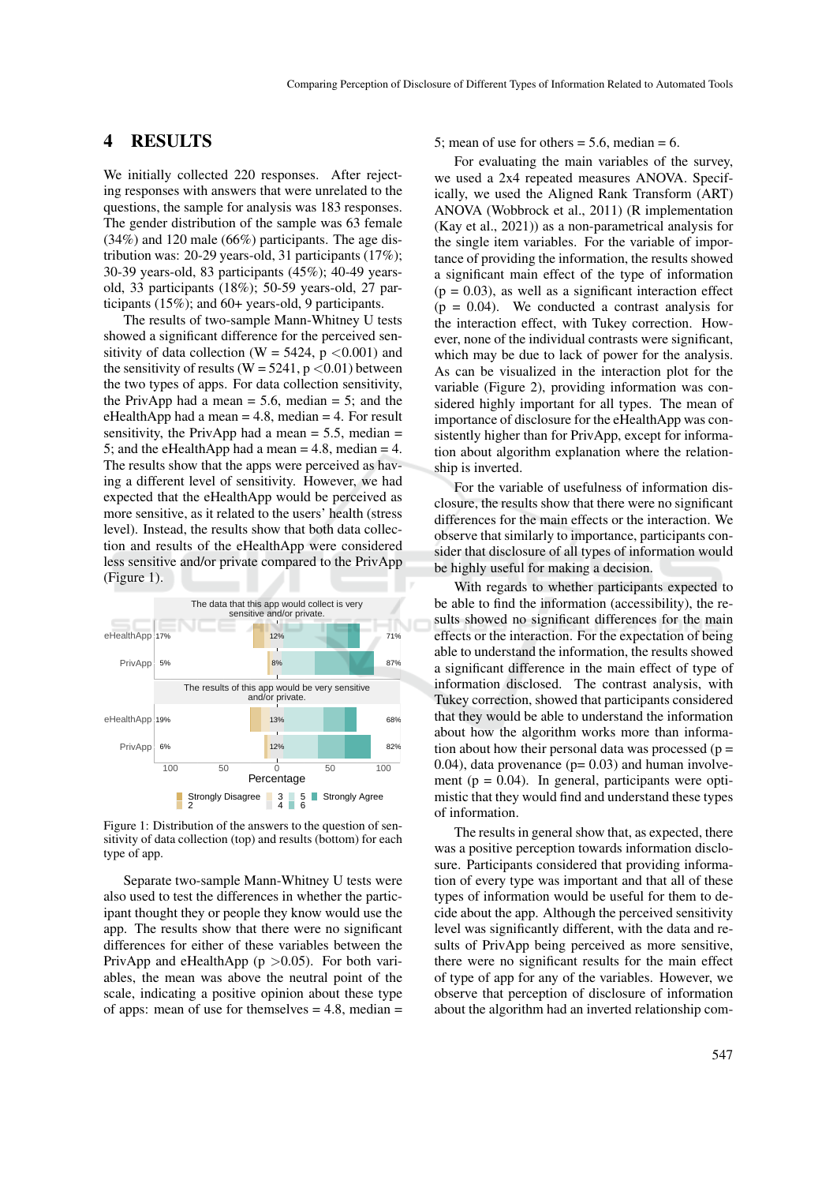## 4 RESULTS

We initially collected 220 responses. After rejecting responses with answers that were unrelated to the questions, the sample for analysis was 183 responses. The gender distribution of the sample was 63 female (34%) and 120 male (66%) participants. The age distribution was: 20-29 years-old, 31 participants (17%); 30-39 years-old, 83 participants (45%); 40-49 years-old, 33 participants (18%); 50-59 years-old, 27 participants (15%); and 60+ years-old, 9 participants.

The results of two-sample Mann-Whitney U tests showed a significant difference for the perceived sensitivity of data collection ($W = 5424$, $p < 0.001$) and the sensitivity of results ($W = 5241$, $p < 0.01$) between the two types of apps. For data collection sensitivity, the PrivApp had a mean = 5.6, median = 5; and the eHealthApp had a mean = 4.8, median = 4. For result sensitivity, the PrivApp had a mean = 5.5, median = 5; and the eHealthApp had a mean = 4.8, median = 4. The results show that the apps were perceived as having a different level of sensitivity. However, we had expected that the eHealthApp would be perceived as more sensitive, as it related to the users' health (stress level). Instead, the results show that both data collection and results of the eHealthApp were considered less sensitive and/or private compared to the PrivApp (Figure 1).

Figure 1: Distribution of the answers to the question of sensitivity of data collection (top) and results (bottom) for each type of app.

Separate two-sample Mann-Whitney U tests were also used to test the differences in whether the participant thought they or people they know would use the app. The results show that there were no significant differences for either of these variables between the PrivApp and eHealthApp ($p > 0.05$). For both variables, the mean was above the neutral point of the scale, indicating a positive opinion about these type of apps: mean of use for themselves = 4.8, median = 5; mean of use for others = 5.6, median = 6.

For evaluating the main variables of the survey, we used a 2x4 repeated measures ANOVA. Specifically, we used the Aligned Rank Transform (ART) ANOVA (Wobbrock et al., 2011) (R implementation (Kay et al., 2021)) as a non-parametrical analysis for the single item variables. For the variable of importance of providing the information, the results showed a significant main effect of the type of information ($p = 0.03$), as well as a significant interaction effect ($p = 0.04$). We conducted a contrast analysis for the interaction effect, with Tukey correction. However, none of the individual contrasts were significant, which may be due to lack of power for the analysis. As can be visualized in the interaction plot for the variable (Figure 2), providing information was considered highly important for all types. The mean of importance of disclosure for the eHealthApp was consistently higher than for PrivApp, except for information about algorithm explanation where the relationship is inverted.

For the variable of usefulness of information disclosure, the results show that there were no significant differences for the main effects or the interaction. We observe that similarly to importance, participants consider that disclosure of all types of information would be highly useful for making a decision.

With regards to whether participants expected to be able to find the information (accessibility), the results showed no significant differences for the main effects or the interaction. For the expectation of being able to understand the information, the results showed a significant difference in the main effect of type of information disclosed. The contrast analysis, with Tukey correction, showed that participants considered that they would be able to understand the information about how the algorithm works more than information about how their personal data was processed ($p = 0.04$), data provenance ($p = 0.03$) and human involvement ($p = 0.04$). In general, participants were optimistic that they would find and understand these types of information.

The results in general show that, as expected, there was a positive perception towards information disclosure. Participants considered that providing information of every type was important and that all of these types of information would be useful for them to decide about the app. Although the perceived sensitivity level was significantly different, with the data and results of PrivApp being perceived as more sensitive, there were no significant results for the main effect of type of app for any of the variables. However, we observe that perception of disclosure of information about the algorithm had an inverted relationship com-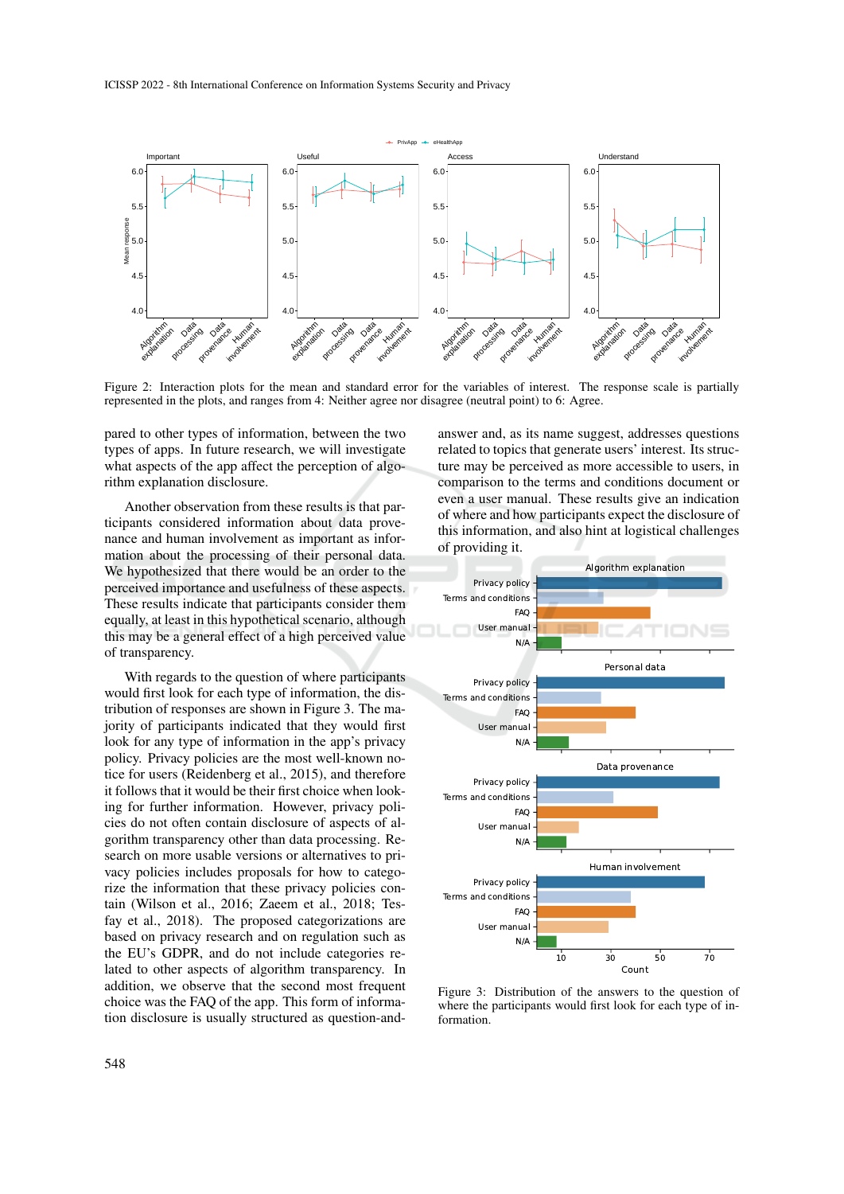Figure 2: Interaction plots for the mean and standard error for the variables of interest. The response scale is partially represented in the plots, and ranges from 4: Neither agree nor disagree (neutral point) to 6: Agree.

pared to other types of information, between the two types of apps. In future research, we will investigate what aspects of the app affect the perception of algorithm explanation disclosure.

Another observation from these results is that participants considered information about data provenance and human involvement as important as information about the processing of their personal data. We hypothesized that there would be an order to the perceived importance and usefulness of these aspects. These results indicate that participants consider them equally, at least in this hypothetical scenario, although this may be a general effect of a high perceived value of transparency.

With regards to the question of where participants would first look for each type of information, the distribution of responses are shown in Figure 3. The majority of participants indicated that they would first look for any type of information in the app's privacy policy. Privacy policies are the most well-known notice for users (Reidenberg et al., 2015), and therefore it follows that it would be their first choice when looking for further information. However, privacy policies do not often contain disclosure of aspects of algorithm transparency other than data processing. Research on more usable versions or alternatives to privacy policies includes proposals for how to categorize the information that these privacy policies contain (Wilson et al., 2016; Zaeem et al., 2018; Tesfay et al., 2018). The proposed categorizations are based on privacy research and on regulation such as the EU's GDPR, and do not include categories related to other aspects of algorithm transparency. In addition, we observe that the second most frequent choice was the FAQ of the app. This form of information disclosure is usually structured as question-and-answer and, as its name suggest, addresses questions related to topics that generate users' interest. Its structure may be perceived as more accessible to users, in comparison to the terms and conditions document or even a user manual. These results give an indication of where and how participants expect the disclosure of this information, and also hint at logistical challenges of providing it.

Figure 3: Distribution of the answers to the question of where the participants would first look for each type of information.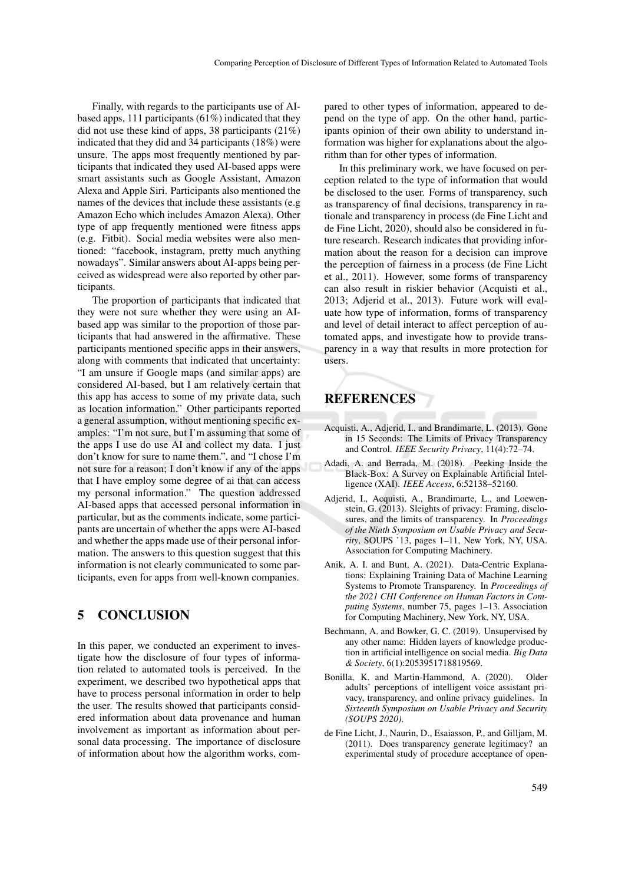Finally, with regards to the participants use of AI-based apps, 111 participants (61%) indicated that they did not use these kind of apps, 38 participants (21%) indicated that they did and 34 participants (18%) were unsure. The apps most frequently mentioned by participants that indicated they used AI-based apps were smart assistants such as Google Assistant, Amazon Alexa and Apple Siri. Participants also mentioned the names of the devices that include these assistants (e.g Amazon Echo which includes Amazon Alexa). Other type of app frequently mentioned were fitness apps (e.g. Fitbit). Social media websites were also mentioned: "facebook, instagram, pretty much anything nowadays". Similar answers about AI-apps being perceived as widespread were also reported by other participants.

The proportion of participants that indicated that they were not sure whether they were using an AI-based app was similar to the proportion of those participants that had answered in the affirmative. These participants mentioned specific apps in their answers, along with comments that indicated that uncertainty: "I am unsure if Google maps (and similar apps) are considered AI-based, but I am relatively certain that this app has access to some of my private data, such as location information." Other participants reported a general assumption, without mentioning specific examples: "I'm not sure, but I'm assuming that some of the apps I use do use AI and collect my data. I just don't know for sure to name them.", and "I chose I'm not sure for a reason; I don't know if any of the apps that I have employ some degree of ai that can access my personal information." The question addressed AI-based apps that accessed personal information in particular, but as the comments indicate, some participants are uncertain of whether the apps were AI-based and whether the apps made use of their personal information. The answers to this question suggest that this information is not clearly communicated to some participants, even for apps from well-known companies.

## 5 CONCLUSION

In this paper, we conducted an experiment to investigate how the disclosure of four types of information related to automated tools is perceived. In the experiment, we described two hypothetical apps that have to process personal information in order to help the user. The results showed that participants considered information about data provenance and human involvement as important as information about personal data processing. The importance of disclosure of information about how the algorithm works, compared to other types of information, appeared to depend on the type of app. On the other hand, participants opinion of their own ability to understand information was higher for explanations about the algorithm than for other types of information.

In this preliminary work, we have focused on perception related to the type of information that would be disclosed to the user. Forms of transparency, such as transparency of final decisions, transparency in rationale and transparency in process (de Fine Licht and de Fine Licht, 2020), should also be considered in future research. Research indicates that providing information about the reason for a decision can improve the perception of fairness in a process (de Fine Licht et al., 2011). However, some forms of transparency can also result in riskier behavior (Acquisti et al., 2013; Adjerid et al., 2013). Future work will evaluate how type of information, forms of transparency and level of detail interact to affect perception of automated apps, and investigate how to provide transparency in a way that results in more protection for users.

## REFERENCES

Acquisti, A., Adjerid, I., and Brandimarte, L. (2013). Gone in 15 Seconds: The Limits of Privacy Transparency and Control. *IEEE Security Privacy*, 11(4):72–74.

Adadi, A. and Berrada, M. (2018). Peeking Inside the Black-Box: A Survey on Explainable Artificial Intelligence (XAI). *IEEE Access*, 6:52138–52160.

Adjerid, I., Acquisti, A., Brandimarte, L., and Loewenstein, G. (2013). Sleights of privacy: Framing, disclosures, and the limits of transparency. In *Proceedings of the Ninth Symposium on Usable Privacy and Security*, SOUPS '13, pages 1–11, New York, NY, USA. Association for Computing Machinery.

Anik, A. I. and Bunt, A. (2021). Data-Centric Explanations: Explaining Training Data of Machine Learning Systems to Promote Transparency. In *Proceedings of the 2021 CHI Conference on Human Factors in Computing Systems*, number 75, pages 1–13. Association for Computing Machinery, New York, NY, USA.

Bechmann, A. and Bowker, G. C. (2019). Unsupervised by any other name: Hidden layers of knowledge production in artificial intelligence on social media. *Big Data & Society*, 6(1):2053951718819569.

Bonilla, K. and Martin-Hammond, A. (2020). Older adults' perceptions of intelligent voice assistant privacy, transparency, and online privacy guidelines. In *Sixteenth Symposium on Usable Privacy and Security (SOUPS 2020)*.

de Fine Licht, J., Naurin, D., Esaiasson, P., and Gilljam, M. (2011). Does transparency generate legitimacy? an experimental study of procedure acceptance of open-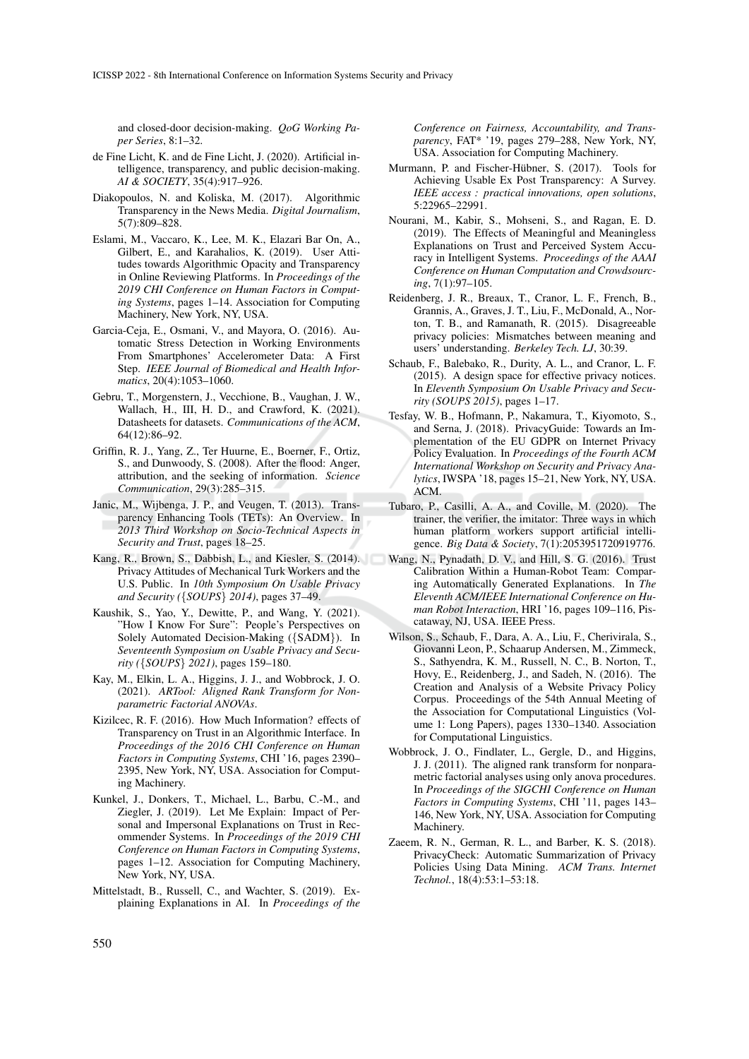and closed-door decision-making. *QoG Working Paper Series*, 8:1–32.

de Fine Licht, K. and de Fine Licht, J. (2020). Artificial intelligence, transparency, and public decision-making. *AI & SOCIETY*, 35(4):917–926.

Diakopoulos, N. and Koliska, M. (2017). Algorithmic Transparency in the News Media. *Digital Journalism*, 5(7):809–828.

Eslami, M., Vaccaro, K., Lee, M. K., Elazari Bar On, A., Gilbert, E., and Karahalios, K. (2019). User Attitudes towards Algorithmic Opacity and Transparency in Online Reviewing Platforms. In *Proceedings of the 2019 CHI Conference on Human Factors in Computing Systems*, pages 1–14. Association for Computing Machinery, New York, NY, USA.

Garcia-Ceja, E., Osmani, V., and Mayora, O. (2016). Automatic Stress Detection in Working Environments From Smartphones' Accelerometer Data: A First Step. *IEEE Journal of Biomedical and Health Informatics*, 20(4):1053–1060.

Gebru, T., Morgenstern, J., Vecchione, B., Vaughan, J. W., Wallach, H., III, H. D., and Crawford, K. (2021). Datasheets for datasets. *Communications of the ACM*, 64(12):86–92.

Griffin, R. J., Yang, Z., Ter Huurne, E., Boerner, F., Ortiz, S., and Dunwoody, S. (2008). After the flood: Anger, attribution, and the seeking of information. *Science Communication*, 29(3):285–315.

Janic, M., Wijbenga, J. P., and Veugen, T. (2013). Transparency Enhancing Tools (TETs): An Overview. In *2013 Third Workshop on Socio-Technical Aspects in Security and Trust*, pages 18–25.

Kang, R., Brown, S., Dabbish, L., and Kiesler, S. (2014). Privacy Attitudes of Mechanical Turk Workers and the U.S. Public. In *10th Symposium On Usable Privacy and Security ({SOUPS} 2014)*, pages 37–49.

Kaushik, S., Yao, Y., Dewitte, P., and Wang, Y. (2021). "How I Know For Sure": People's Perspectives on Solely Automated Decision-Making ({SADM}). In *Seventeenth Symposium on Usable Privacy and Security ({SOUPS} 2021)*, pages 159–180.

Kay, M., Elkin, L. A., Higgins, J. J., and Wobbrock, J. O. (2021). *ARTool: Aligned Rank Transform for Nonparametric Factorial ANOVAs*.

Kizilcec, R. F. (2016). How Much Information? effects of Transparency on Trust in an Algorithmic Interface. In *Proceedings of the 2016 CHI Conference on Human Factors in Computing Systems*, CHI '16, pages 2390–2395, New York, NY, USA. Association for Computing Machinery.

Kunkel, J., Donkers, T., Michael, L., Barbu, C.-M., and Ziegler, J. (2019). Let Me Explain: Impact of Personal and Impersonal Explanations on Trust in Recommender Systems. In *Proceedings of the 2019 CHI Conference on Human Factors in Computing Systems*, pages 1–12. Association for Computing Machinery, New York, NY, USA.

Mittelstadt, B., Russell, C., and Wachter, S. (2019). Explaining Explanations in AI. In *Proceedings of the Conference on Fairness, Accountability, and Transparency*, FAT* '19, pages 279–288, New York, NY, USA. Association for Computing Machinery.

Murmann, P. and Fischer-Hübner, S. (2017). Tools for Achieving Usable Ex Post Transparency: A Survey. *IEEE access : practical innovations, open solutions*, 5:22965–22991.

Nourani, M., Kabir, S., Mohseni, S., and Ragan, E. D. (2019). The Effects of Meaningful and Meaningless Explanations on Trust and Perceived System Accuracy in Intelligent Systems. *Proceedings of the AAAI Conference on Human Computation and Crowdsourcing*, 7(1):97–105.

Reidenberg, J. R., Breaux, T., Cranor, L. F., French, B., Grannis, A., Graves, J. T., Liu, F., McDonald, A., Norton, T. B., and Ramanath, R. (2015). Disagreeable privacy policies: Mismatches between meaning and users' understanding. *Berkeley Tech. LJ*, 30:39.

Schaub, F., Balebako, R., Durity, A. L., and Cranor, L. F. (2015). A design space for effective privacy notices. In *Eleventh Symposium On Usable Privacy and Security (SOUPS 2015)*, pages 1–17.

Tesfay, W. B., Hofmann, P., Nakamura, T., Kiyomoto, S., and Serna, J. (2018). PrivacyGuide: Towards an Implementation of the EU GDPR on Internet Privacy Policy Evaluation. In *Proceedings of the Fourth ACM International Workshop on Security and Privacy Analytics*, IWSPA '18, pages 15–21, New York, NY, USA. ACM.

Tubaro, P., Casilli, A. A., and Coville, M. (2020). The trainer, the verifier, the imitator: Three ways in which human platform workers support artificial intelligence. *Big Data & Society*, 7(1):2053951720919776.

Wang, N., Pynadath, D. V., and Hill, S. G. (2016). Trust Calibration Within a Human-Robot Team: Comparing Automatically Generated Explanations. In *The Eleventh ACM/IEEE International Conference on Human Robot Interaction*, HRI '16, pages 109–116, Piscataway, NJ, USA. IEEE Press.

Wilson, S., Schaub, F., Dara, A. A., Liu, F., Cherivirala, S., Giovanni Leon, P., Schaarup Andersen, M., Zimmeck, S., Sathyendra, K. M., Russell, N. C., B. Norton, T., Hovy, E., Reidenberg, J., and Sadeh, N. (2016). The Creation and Analysis of a Website Privacy Policy Corpus. Proceedings of the 54th Annual Meeting of the Association for Computational Linguistics (Volume 1: Long Papers), pages 1330–1340. Association for Computational Linguistics.

Wobbrock, J. O., Findlater, L., Gergle, D., and Higgins, J. J. (2011). The aligned rank transform for nonparametric factorial analyses using only anova procedures. In *Proceedings of the SIGCHI Conference on Human Factors in Computing Systems*, CHI '11, pages 143–146, New York, NY, USA. Association for Computing Machinery.

Zaeem, R. N., German, R. L., and Barber, K. S. (2018). PrivacyCheck: Automatic Summarization of Privacy Policies Using Data Mining. *ACM Trans. Internet Technol.*, 18(4):53:1–53:18.